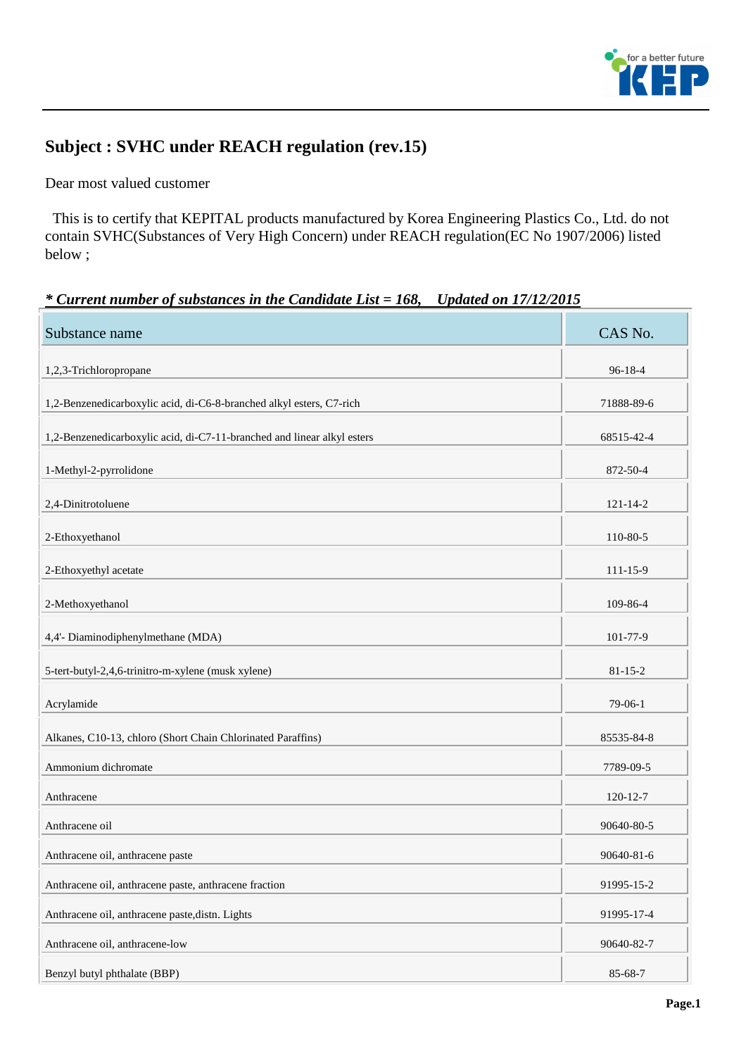## Subject : SVHC under REACH regulation (rev.15)

Dear most valued customer

This is to certify that KEPITAL products manufactured by Korea Engineering Plastics Co., Ltd. do not contain SVHC(Substances of Very High Concern) under REACH regulation(EC No 1907/2006) listed below ;

***\* Current number of substances in the Candidate List = 168, Updated on 17/12/2015***

| Substance name | CAS No. |
|---|---|
| 1,2,3-Trichloropropane | 96-18-4 |
| 1,2-Benzenedicarboxylic acid, di-C6-8-branched alkyl esters, C7-rich | 71888-89-6 |
| 1,2-Benzenedicarboxylic acid, di-C7-11-branched and linear alkyl esters | 68515-42-4 |
| 1-Methyl-2-pyrrolidone | 872-50-4 |
| 2,4-Dinitrotoluene | 121-14-2 |
| 2-Ethoxyethanol | 110-80-5 |
| 2-Ethoxyethyl acetate | 111-15-9 |
| 2-Methoxyethanol | 109-86-4 |
| 4,4'- Diaminodiphenylmethane (MDA) | 101-77-9 |
| 5-tert-butyl-2,4,6-trinitro-m-xylene (musk xylene) | 81-15-2 |
| Acrylamide | 79-06-1 |
| Alkanes, C10-13, chloro (Short Chain Chlorinated Paraffins) | 85535-84-8 |
| Ammonium dichromate | 7789-09-5 |
| Anthracene | 120-12-7 |
| Anthracene oil | 90640-80-5 |
| Anthracene oil, anthracene paste | 90640-81-6 |
| Anthracene oil, anthracene paste, anthracene fraction | 91995-15-2 |
| Anthracene oil, anthracene paste,distn. Lights | 91995-17-4 |
| Anthracene oil, anthracene-low | 90640-82-7 |
| Benzyl butyl phthalate (BBP) | 85-68-7 |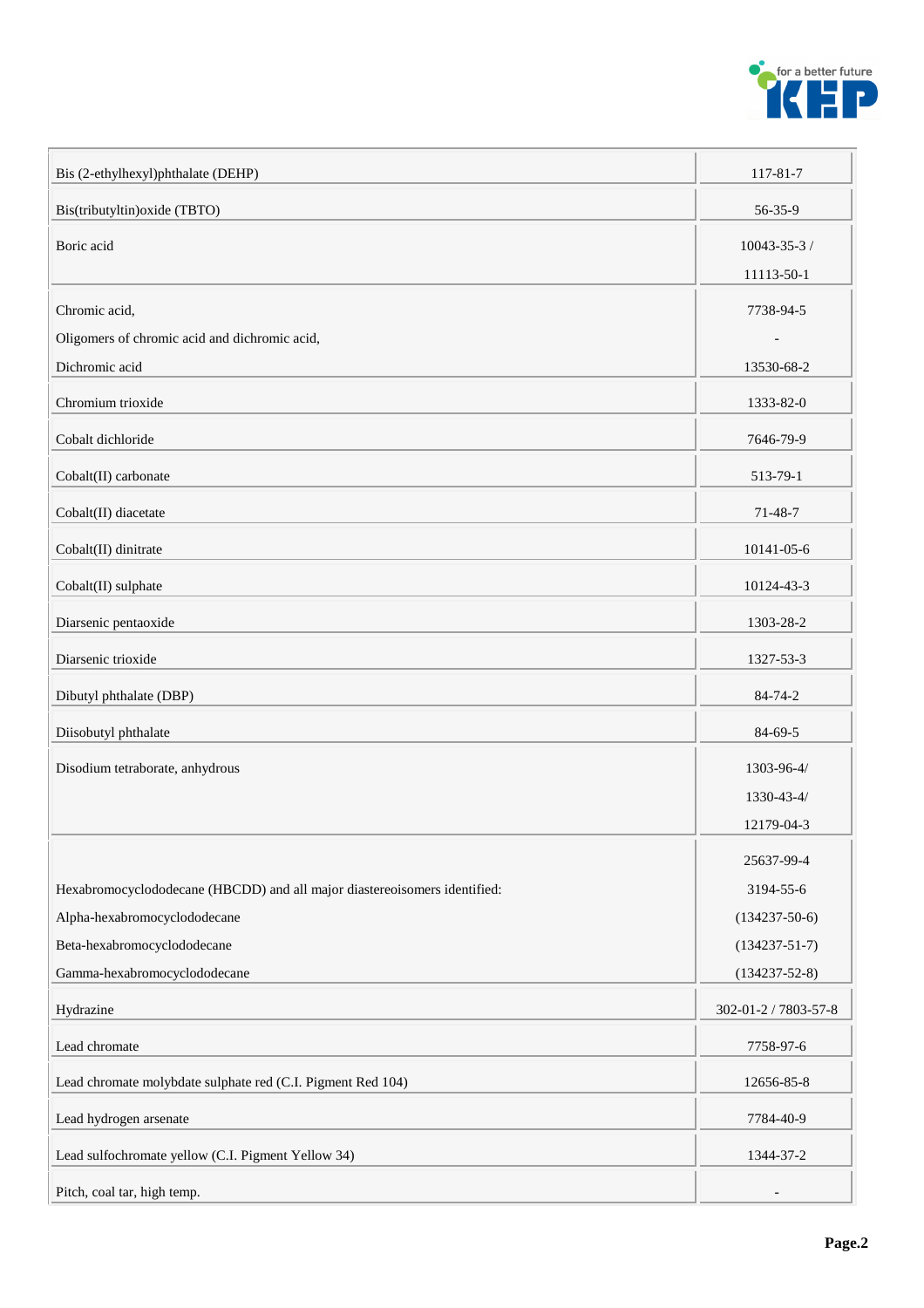| | |
|---|---|
| Bis (2-ethylhexyl)phthalate (DEHP) | 117-81-7 |
| Bis(tributyltin)oxide (TBTO) | 56-35-9 |
| Boric acid | 10043-35-3 / 11113-50-1 |
| Chromic acid, Oligomers of chromic acid and dichromic acid, Dichromic acid | 7738-94-5 - 13530-68-2 |
| Chromium trioxide | 1333-82-0 |
| Cobalt dichloride | 7646-79-9 |
| Cobalt(II) carbonate | 513-79-1 |
| Cobalt(II) diacetate | 71-48-7 |
| Cobalt(II) dinitrate | 10141-05-6 |
| Cobalt(II) sulphate | 10124-43-3 |
| Diarsenic pentaoxide | 1303-28-2 |
| Diarsenic trioxide | 1327-53-3 |
| Dibutyl phthalate (DBP) | 84-74-2 |
| Diisobutyl phthalate | 84-69-5 |
| Disodium tetraborate, anhydrous | 1303-96-4/ 1330-43-4/ 12179-04-3 |
| Hexabromocyclododecane (HBCDD) and all major diastereoisomers identified: Alpha-hexabromocyclododecane Beta-hexabromocyclododecane Gamma-hexabromocyclododecane | 25637-99-4 3194-55-6 (134237-50-6) (134237-51-7) (134237-52-8) |
| Hydrazine | 302-01-2 / 7803-57-8 |
| Lead chromate | 7758-97-6 |
| Lead chromate molybdate sulphate red (C.I. Pigment Red 104) | 12656-85-8 |
| Lead hydrogen arsenate | 7784-40-9 |
| Lead sulfochromate yellow (C.I. Pigment Yellow 34) | 1344-37-2 |
| Pitch, coal tar, high temp. | - |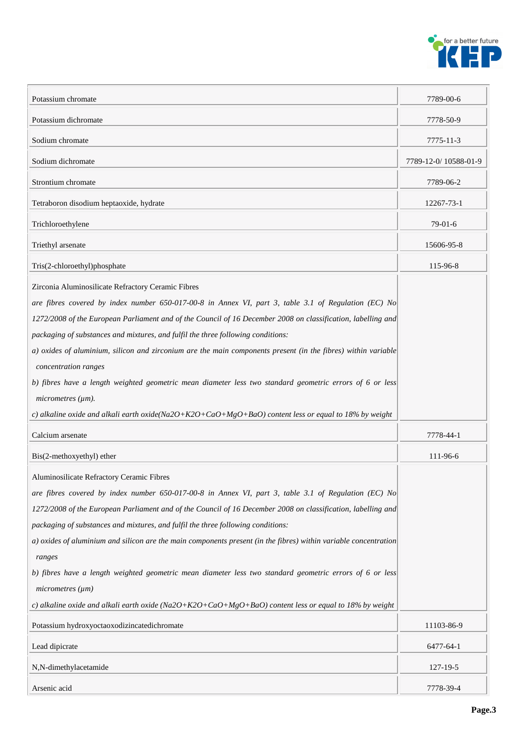| | |
|---|---|
| Potassium chromate | 7789-00-6 |
| Potassium dichromate | 7778-50-9 |
| Sodium chromate | 7775-11-3 |
| Sodium dichromate | 7789-12-0/ 10588-01-9 |
| Strontium chromate | 7789-06-2 |
| Tetraboron disodium heptaoxide, hydrate | 12267-73-1 |
| Trichloroethylene | 79-01-6 |
| Triethyl arsenate | 15606-95-8 |
| Tris(2-chloroethyl)phosphate | 115-96-8 |
| Zirconia Aluminosilicate Refractory Ceramic Fibres<br>*are fibres covered by index number 650-017-00-8 in Annex VI, part 3, table 3.1 of Regulation (EC) No 1272/2008 of the European Parliament and of the Council of 16 December 2008 on classification, labelling and packaging of substances and mixtures, and fulfil the three following conditions:*<br>*a) oxides of aluminium, silicon and zirconium are the main components present (in the fibres) within variable concentration ranges*<br>*b) fibres have a length weighted geometric mean diameter less two standard geometric errors of 6 or less micrometres (μm).*<br>*c) alkaline oxide and alkali earth oxide(Na2O+K2O+CaO+MgO+BaO) content less or equal to 18% by weight* | |
| Calcium arsenate | 7778-44-1 |
| Bis(2-methoxyethyl) ether | 111-96-6 |
| Aluminosilicate Refractory Ceramic Fibres<br>*are fibres covered by index number 650-017-00-8 in Annex VI, part 3, table 3.1 of Regulation (EC) No 1272/2008 of the European Parliament and of the Council of 16 December 2008 on classification, labelling and packaging of substances and mixtures, and fulfil the three following conditions:*<br>*a) oxides of aluminium and silicon are the main components present (in the fibres) within variable concentration ranges*<br>*b) fibres have a length weighted geometric mean diameter less two standard geometric errors of 6 or less micrometres (μm)*<br>*c) alkaline oxide and alkali earth oxide (Na2O+K2O+CaO+MgO+BaO) content less or equal to 18% by weight* | |
| Potassium hydroxyoctaoxodizincatedichromate | 11103-86-9 |
| Lead dipicrate | 6477-64-1 |
| N,N-dimethylacetamide | 127-19-5 |
| Arsenic acid | 7778-39-4 |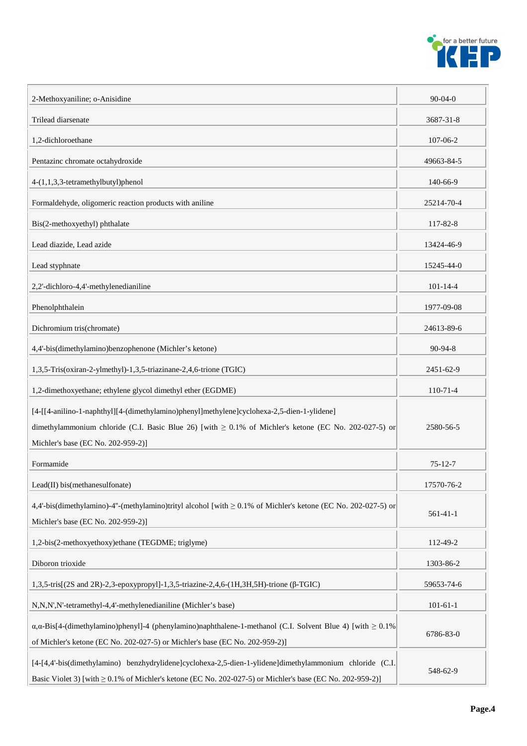| | |
|---|---|
| 2-Methoxyaniline; o-Anisidine | 90-04-0 |
| Trilead diarsenate | 3687-31-8 |
| 1,2-dichloroethane | 107-06-2 |
| Pentazinc chromate octahydroxide | 49663-84-5 |
| 4-(1,1,3,3-tetramethylbutyl)phenol | 140-66-9 |
| Formaldehyde, oligomeric reaction products with aniline | 25214-70-4 |
| Bis(2-methoxyethyl) phthalate | 117-82-8 |
| Lead diazide, Lead azide | 13424-46-9 |
| Lead styphnate | 15245-44-0 |
| 2,2'-dichloro-4,4'-methylenedianiline | 101-14-4 |
| Phenolphthalein | 1977-09-08 |
| Dichromium tris(chromate) | 24613-89-6 |
| 4,4'-bis(dimethylamino)benzophenone (Michler's ketone) | 90-94-8 |
| 1,3,5-Tris(oxiran-2-ylmethyl)-1,3,5-triazinane-2,4,6-trione (TGIC) | 2451-62-9 |
| 1,2-dimethoxyethane; ethylene glycol dimethyl ether (EGDME) | 110-71-4 |
| [4-[[4-anilino-1-naphthyl][4-(dimethylamino)phenyl]methylene]cyclohexa-2,5-dien-1-ylidene] dimethylammonium chloride (C.I. Basic Blue 26) [with ≥ 0.1% of Michler's ketone (EC No. 202-027-5) or Michler's base (EC No. 202-959-2)] | 2580-56-5 |
| Formamide | 75-12-7 |
| Lead(II) bis(methanesulfonate) | 17570-76-2 |
| 4,4'-bis(dimethylamino)-4"-(methylamino)trityl alcohol [with ≥ 0.1% of Michler's ketone (EC No. 202-027-5) or Michler's base (EC No. 202-959-2)] | 561-41-1 |
| 1,2-bis(2-methoxyethoxy)ethane (TEGDME; triglyme) | 112-49-2 |
| Diboron trioxide | 1303-86-2 |
| 1,3,5-tris[(2S and 2R)-2,3-epoxypropyl]-1,3,5-triazine-2,4,6-(1H,3H,5H)-trione (β-TGIC) | 59653-74-6 |
| N,N,N',N'-tetramethyl-4,4'-methylenedianiline (Michler's base) | 101-61-1 |
| α,α-Bis[4-(dimethylamino)phenyl]-4 (phenylamino)naphthalene-1-methanol (C.I. Solvent Blue 4) [with ≥ 0.1% of Michler's ketone (EC No. 202-027-5) or Michler's base (EC No. 202-959-2)] | 6786-83-0 |
| [4-[4,4'-bis(dimethylamino) benzhydrylidene]cyclohexa-2,5-dien-1-ylidene]dimethylammonium chloride (C.I. Basic Violet 3) [with ≥ 0.1% of Michler's ketone (EC No. 202-027-5) or Michler's base (EC No. 202-959-2)] | 548-62-9 |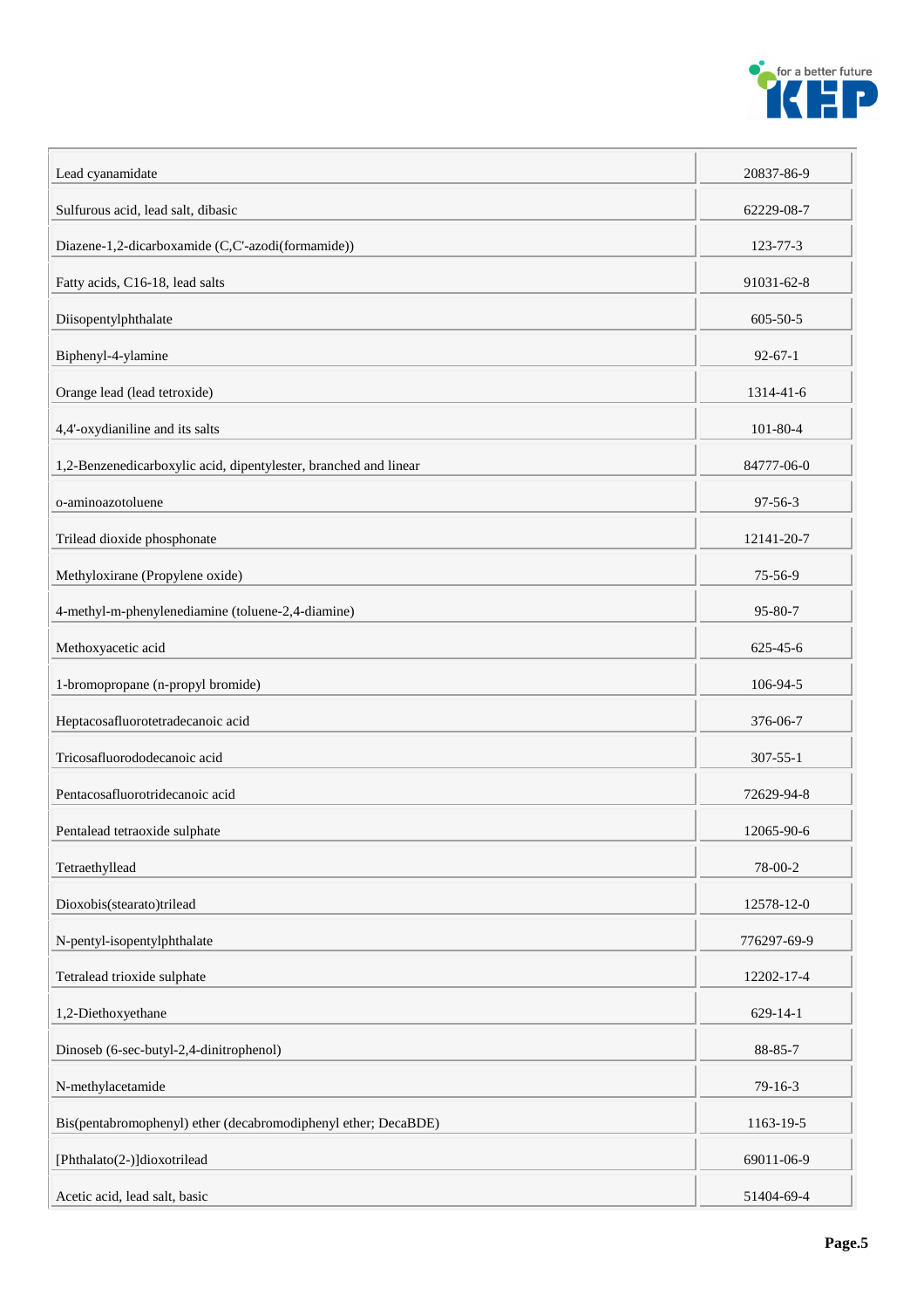| | |
|---|---|
| Lead cyanamidate | 20837-86-9 |
| Sulfurous acid, lead salt, dibasic | 62229-08-7 |
| Diazene-1,2-dicarboxamide (C,C'-azodi(formamide)) | 123-77-3 |
| Fatty acids, C16-18, lead salts | 91031-62-8 |
| Diisopentylphthalate | 605-50-5 |
| Biphenyl-4-ylamine | 92-67-1 |
| Orange lead (lead tetroxide) | 1314-41-6 |
| 4,4'-oxydianiline and its salts | 101-80-4 |
| 1,2-Benzenedicarboxylic acid, dipentylester, branched and linear | 84777-06-0 |
| o-aminoazotoluene | 97-56-3 |
| Trilead dioxide phosphonate | 12141-20-7 |
| Methyloxirane (Propylene oxide) | 75-56-9 |
| 4-methyl-m-phenylenediamine (toluene-2,4-diamine) | 95-80-7 |
| Methoxyacetic acid | 625-45-6 |
| 1-bromopropane (n-propyl bromide) | 106-94-5 |
| Heptacosafluorotetradecanoic acid | 376-06-7 |
| Tricosafluorododecanoic acid | 307-55-1 |
| Pentacosafluorotridecanoic acid | 72629-94-8 |
| Pentalead tetraoxide sulphate | 12065-90-6 |
| Tetraethyllead | 78-00-2 |
| Dioxobis(stearato)trilead | 12578-12-0 |
| N-pentyl-isopentylphthalate | 776297-69-9 |
| Tetralead trioxide sulphate | 12202-17-4 |
| 1,2-Diethoxyethane | 629-14-1 |
| Dinoseb (6-sec-butyl-2,4-dinitrophenol) | 88-85-7 |
| N-methylacetamide | 79-16-3 |
| Bis(pentabromophenyl) ether (decabromodiphenyl ether; DecaBDE) | 1163-19-5 |
| [Phthalato(2-)]dioxotrilead | 69011-06-9 |
| Acetic acid, lead salt, basic | 51404-69-4 |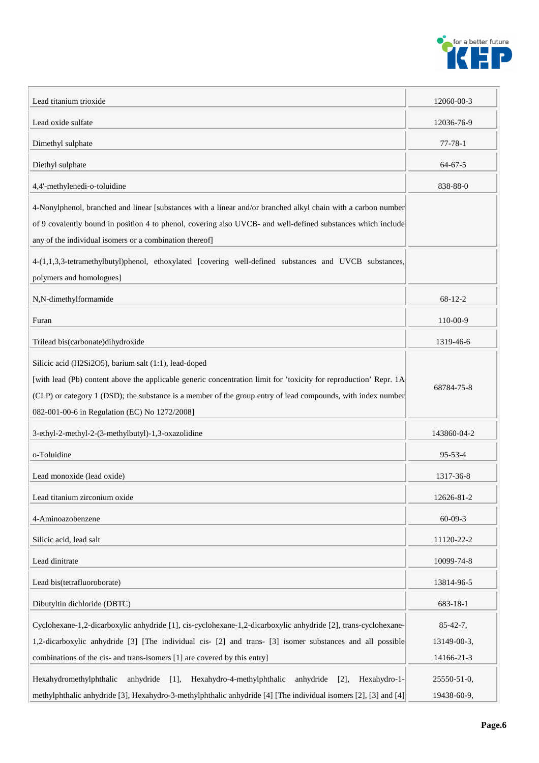| | |
|---|---|
| Lead titanium trioxide | 12060-00-3 |
| Lead oxide sulfate | 12036-76-9 |
| Dimethyl sulphate | 77-78-1 |
| Diethyl sulphate | 64-67-5 |
| 4,4'-methylenedi-o-toluidine | 838-88-0 |
| 4-Nonylphenol, branched and linear [substances with a linear and/or branched alkyl chain with a carbon number of 9 covalently bound in position 4 to phenol, covering also UVCB- and well-defined substances which include any of the individual isomers or a combination thereof] | |
| 4-(1,1,3,3-tetramethylbutyl)phenol, ethoxylated [covering well-defined substances and UVCB substances, polymers and homologues] | |
| N,N-dimethylformamide | 68-12-2 |
| Furan | 110-00-9 |
| Trilead bis(carbonate)dihydroxide | 1319-46-6 |
| Silicic acid (H2Si2O5), barium salt (1:1), lead-doped [with lead (Pb) content above the applicable generic concentration limit for 'toxicity for reproduction' Repr. 1A (CLP) or category 1 (DSD); the substance is a member of the group entry of lead compounds, with index number 082-001-00-6 in Regulation (EC) No 1272/2008] | 68784-75-8 |
| 3-ethyl-2-methyl-2-(3-methylbutyl)-1,3-oxazolidine | 143860-04-2 |
| o-Toluidine | 95-53-4 |
| Lead monoxide (lead oxide) | 1317-36-8 |
| Lead titanium zirconium oxide | 12626-81-2 |
| 4-Aminoazobenzene | 60-09-3 |
| Silicic acid, lead salt | 11120-22-2 |
| Lead dinitrate | 10099-74-8 |
| Lead bis(tetrafluoroborate) | 13814-96-5 |
| Dibutyltin dichloride (DBTC) | 683-18-1 |
| Cyclohexane-1,2-dicarboxylic anhydride [1], cis-cyclohexane-1,2-dicarboxylic anhydride [2], trans-cyclohexane-1,2-dicarboxylic anhydride [3] [The individual cis- [2] and trans- [3] isomer substances and all possible combinations of the cis- and trans-isomers [1] are covered by this entry] | 85-42-7, 13149-00-3, 14166-21-3 |
| Hexahydromethylphthalic anhydride [1], Hexahydro-4-methylphthalic anhydride [2], Hexahydro-1-methylphthalic anhydride [3], Hexahydro-3-methylphthalic anhydride [4] [The individual isomers [2], [3] and [4] | 25550-51-0, 19438-60-9, |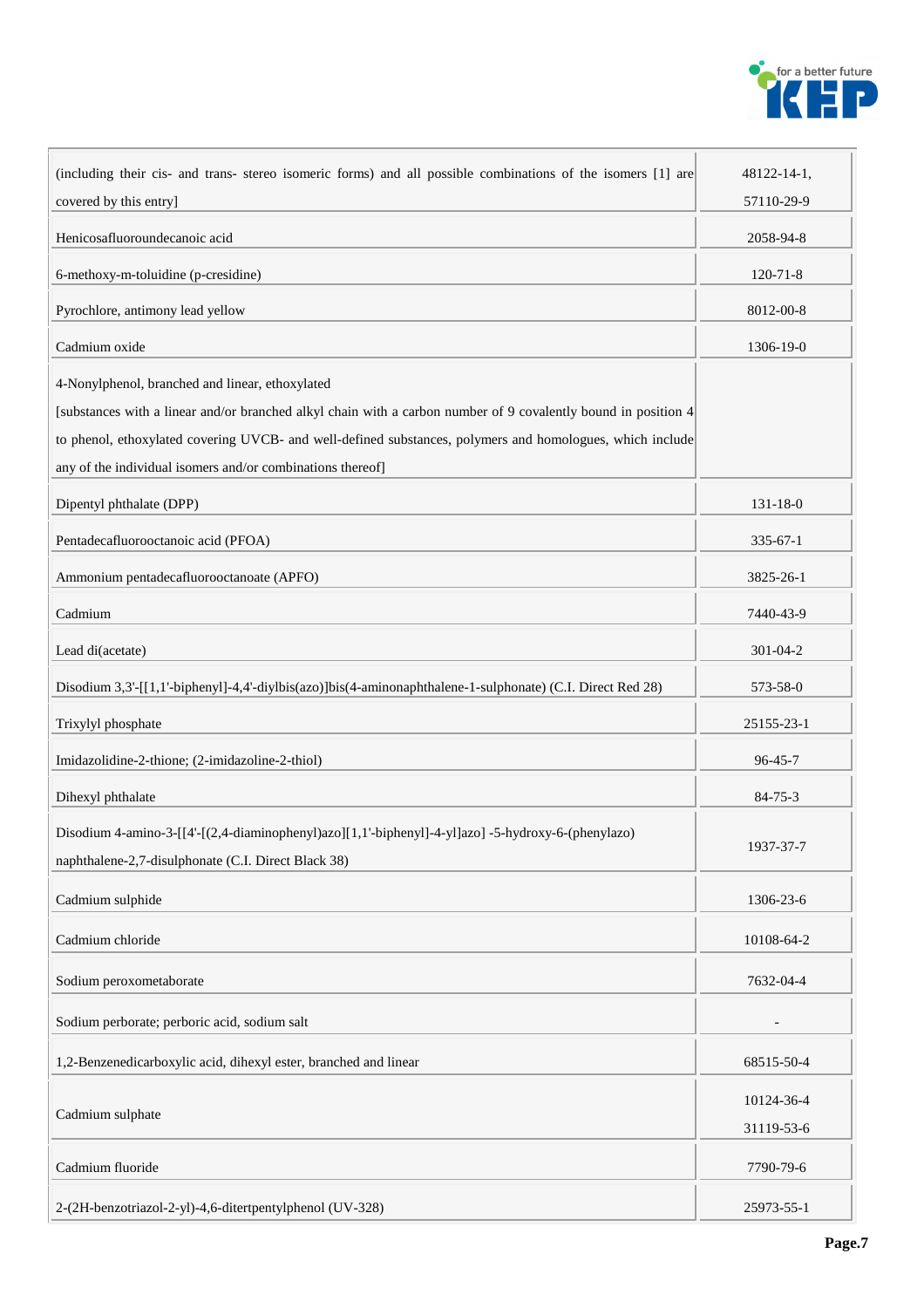| | |
|---|---|
| (including their cis- and trans- stereo isomeric forms) and all possible combinations of the isomers [1] are covered by this entry] | 48122-14-1,<br>57110-29-9 |
| Henicosafluoroundecanoic acid | 2058-94-8 |
| 6-methoxy-m-toluidine (p-cresidine) | 120-71-8 |
| Pyrochlore, antimony lead yellow | 8012-00-8 |
| Cadmium oxide | 1306-19-0 |
| 4-Nonylphenol, branched and linear, ethoxylated<br>[substances with a linear and/or branched alkyl chain with a carbon number of 9 covalently bound in position 4 to phenol, ethoxylated covering UVCB- and well-defined substances, polymers and homologues, which include any of the individual isomers and/or combinations thereof] | |
| Dipentyl phthalate (DPP) | 131-18-0 |
| Pentadecafluorooctanoic acid (PFOA) | 335-67-1 |
| Ammonium pentadecafluorooctanoate (APFO) | 3825-26-1 |
| Cadmium | 7440-43-9 |
| Lead di(acetate) | 301-04-2 |
| Disodium 3,3'-[[1,1'-biphenyl]-4,4'-diylbis(azo)]bis(4-aminonaphthalene-1-sulphonate) (C.I. Direct Red 28) | 573-58-0 |
| Trixylyl phosphate | 25155-23-1 |
| Imidazolidine-2-thione; (2-imidazoline-2-thiol) | 96-45-7 |
| Dihexyl phthalate | 84-75-3 |
| Disodium 4-amino-3-[[4'-[(2,4-diaminophenyl)azo][1,1'-biphenyl]-4-yl]azo] -5-hydroxy-6-(phenylazo) naphthalene-2,7-disulphonate (C.I. Direct Black 38) | 1937-37-7 |
| Cadmium sulphide | 1306-23-6 |
| Cadmium chloride | 10108-64-2 |
| Sodium peroxometaborate | 7632-04-4 |
| Sodium perborate; perboric acid, sodium salt | - |
| 1,2-Benzenedicarboxylic acid, dihexyl ester, branched and linear | 68515-50-4 |
| Cadmium sulphate | 10124-36-4<br>31119-53-6 |
| Cadmium fluoride | 7790-79-6 |
| 2-(2H-benzotriazol-2-yl)-4,6-ditertpentylphenol (UV-328) | 25973-55-1 |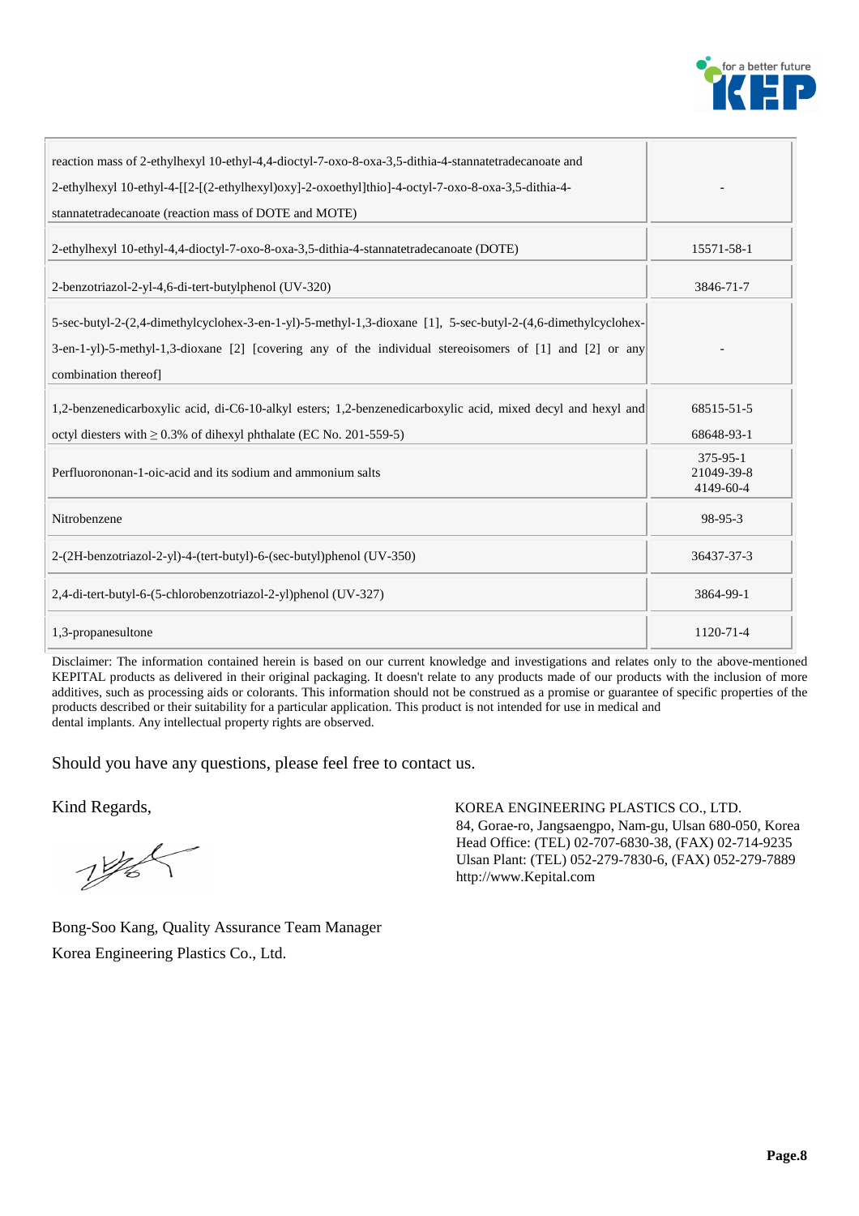| | |
|---|---|
| reaction mass of 2-ethylhexyl 10-ethyl-4,4-dioctyl-7-oxo-8-oxa-3,5-dithia-4-stannatetradecanoate and 2-ethylhexyl 10-ethyl-4-[[2-[(2-ethylhexyl)oxy]-2-oxoethyl]thio]-4-octyl-7-oxo-8-oxa-3,5-dithia-4-stannatetradecanoate (reaction mass of DOTE and MOTE) | - |
| 2-ethylhexyl 10-ethyl-4,4-dioctyl-7-oxo-8-oxa-3,5-dithia-4-stannatetradecanoate (DOTE) | 15571-58-1 |
| 2-benzotriazol-2-yl-4,6-di-tert-butylphenol (UV-320) | 3846-71-7 |
| 5-sec-butyl-2-(2,4-dimethylcyclohex-3-en-1-yl)-5-methyl-1,3-dioxane [1], 5-sec-butyl-2-(4,6-dimethylcyclohex-3-en-1-yl)-5-methyl-1,3-dioxane [2] [covering any of the individual stereoisomers of [1] and [2] or any combination thereof] | - |
| 1,2-benzenedicarboxylic acid, di-C6-10-alkyl esters; 1,2-benzenedicarboxylic acid, mixed decyl and hexyl and octyl diesters with ≥ 0.3% of dihexyl phthalate (EC No. 201-559-5) | 68515-51-5<br>68648-93-1 |
| Perfluorononan-1-oic-acid and its sodium and ammonium salts | 375-95-1<br>21049-39-8<br>4149-60-4 |
| Nitrobenzene | 98-95-3 |
| 2-(2H-benzotriazol-2-yl)-4-(tert-butyl)-6-(sec-butyl)phenol (UV-350) | 36437-37-3 |
| 2,4-di-tert-butyl-6-(5-chlorobenzotriazol-2-yl)phenol (UV-327) | 3864-99-1 |
| 1,3-propanesultone | 1120-71-4 |

Disclaimer: The information contained herein is based on our current knowledge and investigations and relates only to the above-mentioned KEPITAL products as delivered in their original packaging. It doesn't relate to any products made of our products with the inclusion of more additives, such as processing aids or colorants. This information should not be construed as a promise or guarantee of specific properties of the products described or their suitability for a particular application. This product is not intended for use in medical and dental implants. Any intellectual property rights are observed.

Should you have any questions, please feel free to contact us.

Kind Regards,

Bong-Soo Kang, Quality Assurance Team Manager
Korea Engineering Plastics Co., Ltd.

KOREA ENGINEERING PLASTICS CO., LTD.
84, Gorae-ro, Jangsaengpo, Nam-gu, Ulsan 680-050, Korea
Head Office: (TEL) 02-707-6830-38, (FAX) 02-714-9235
Ulsan Plant: (TEL) 052-279-7830-6, (FAX) 052-279-7889
http://www.Kepital.com